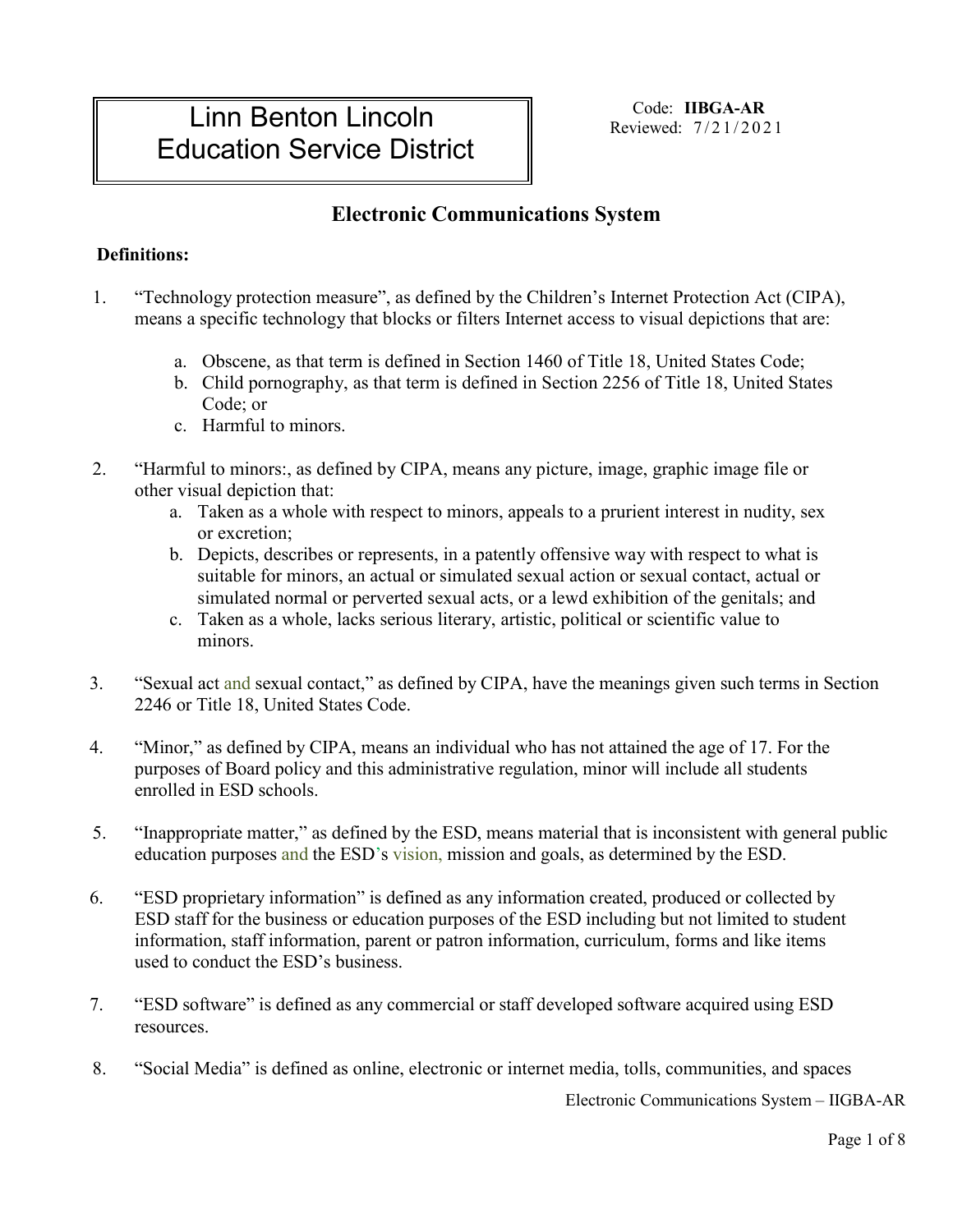# Linn Benton Lincoln Education Service District

Code: **IIBGA-AR**
Reviewed: 7/21/2021

## Electronic Communications System

**Definitions:**

1. "Technology protection measure", as defined by the Children's Internet Protection Act (CIPA), means a specific technology that blocks or filters Internet access to visual depictions that are:

   a. Obscene, as that term is defined in Section 1460 of Title 18, United States Code;
   b. Child pornography, as that term is defined in Section 2256 of Title 18, United States Code; or
   c. Harmful to minors.

2. "Harmful to minors:, as defined by CIPA, means any picture, image, graphic image file or other visual depiction that:
   a. Taken as a whole with respect to minors, appeals to a prurient interest in nudity, sex or excretion;
   b. Depicts, describes or represents, in a patently offensive way with respect to what is suitable for minors, an actual or simulated sexual action or sexual contact, actual or simulated normal or perverted sexual acts, or a lewd exhibition of the genitals; and
   c. Taken as a whole, lacks serious literary, artistic, political or scientific value to minors.

3. "Sexual act and sexual contact," as defined by CIPA, have the meanings given such terms in Section 2246 or Title 18, United States Code.

4. "Minor," as defined by CIPA, means an individual who has not attained the age of 17. For the purposes of Board policy and this administrative regulation, minor will include all students enrolled in ESD schools.

5. "Inappropriate matter," as defined by the ESD, means material that is inconsistent with general public education purposes and the ESD's vision, mission and goals, as determined by the ESD.

6. "ESD proprietary information" is defined as any information created, produced or collected by ESD staff for the business or education purposes of the ESD including but not limited to student information, staff information, parent or patron information, curriculum, forms and like items used to conduct the ESD's business.

7. "ESD software" is defined as any commercial or staff developed software acquired using ESD resources.

8. "Social Media" is defined as online, electronic or internet media, tolls, communities, and spaces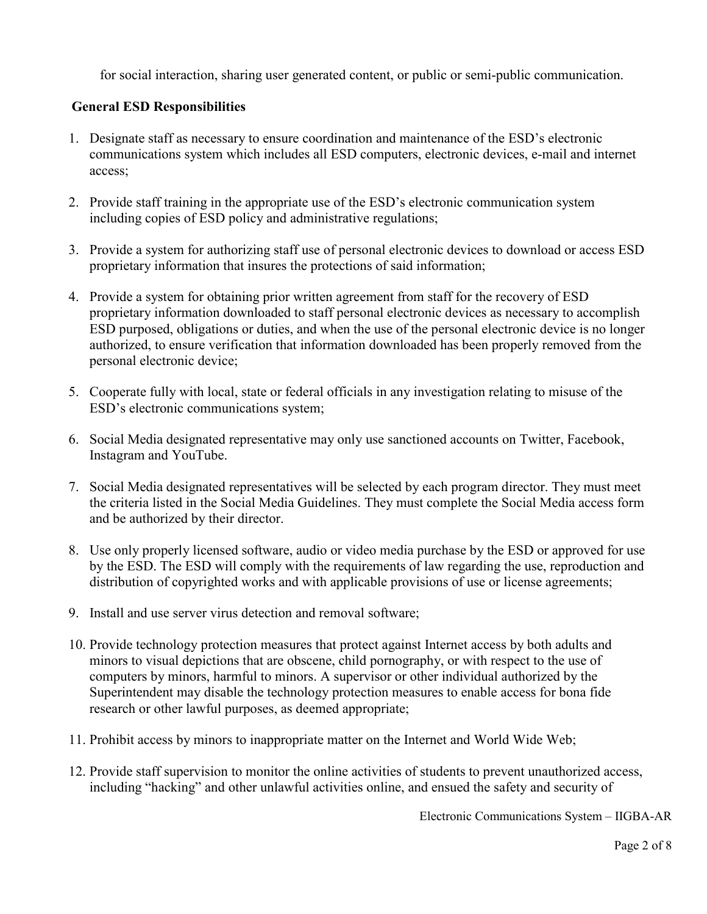for social interaction, sharing user generated content, or public or semi-public communication.

**General ESD Responsibilities**

1. Designate staff as necessary to ensure coordination and maintenance of the ESD's electronic communications system which includes all ESD computers, electronic devices, e-mail and internet access;

2. Provide staff training in the appropriate use of the ESD's electronic communication system including copies of ESD policy and administrative regulations;

3. Provide a system for authorizing staff use of personal electronic devices to download or access ESD proprietary information that insures the protections of said information;

4. Provide a system for obtaining prior written agreement from staff for the recovery of ESD proprietary information downloaded to staff personal electronic devices as necessary to accomplish ESD purposed, obligations or duties, and when the use of the personal electronic device is no longer authorized, to ensure verification that information downloaded has been properly removed from the personal electronic device;

5. Cooperate fully with local, state or federal officials in any investigation relating to misuse of the ESD's electronic communications system;

6. Social Media designated representative may only use sanctioned accounts on Twitter, Facebook, Instagram and YouTube.

7. Social Media designated representatives will be selected by each program director. They must meet the criteria listed in the Social Media Guidelines. They must complete the Social Media access form and be authorized by their director.

8. Use only properly licensed software, audio or video media purchase by the ESD or approved for use by the ESD. The ESD will comply with the requirements of law regarding the use, reproduction and distribution of copyrighted works and with applicable provisions of use or license agreements;

9. Install and use server virus detection and removal software;

10. Provide technology protection measures that protect against Internet access by both adults and minors to visual depictions that are obscene, child pornography, or with respect to the use of computers by minors, harmful to minors. A supervisor or other individual authorized by the Superintendent may disable the technology protection measures to enable access for bona fide research or other lawful purposes, as deemed appropriate;

11. Prohibit access by minors to inappropriate matter on the Internet and World Wide Web;

12. Provide staff supervision to monitor the online activities of students to prevent unauthorized access, including "hacking" and other unlawful activities online, and ensued the safety and security of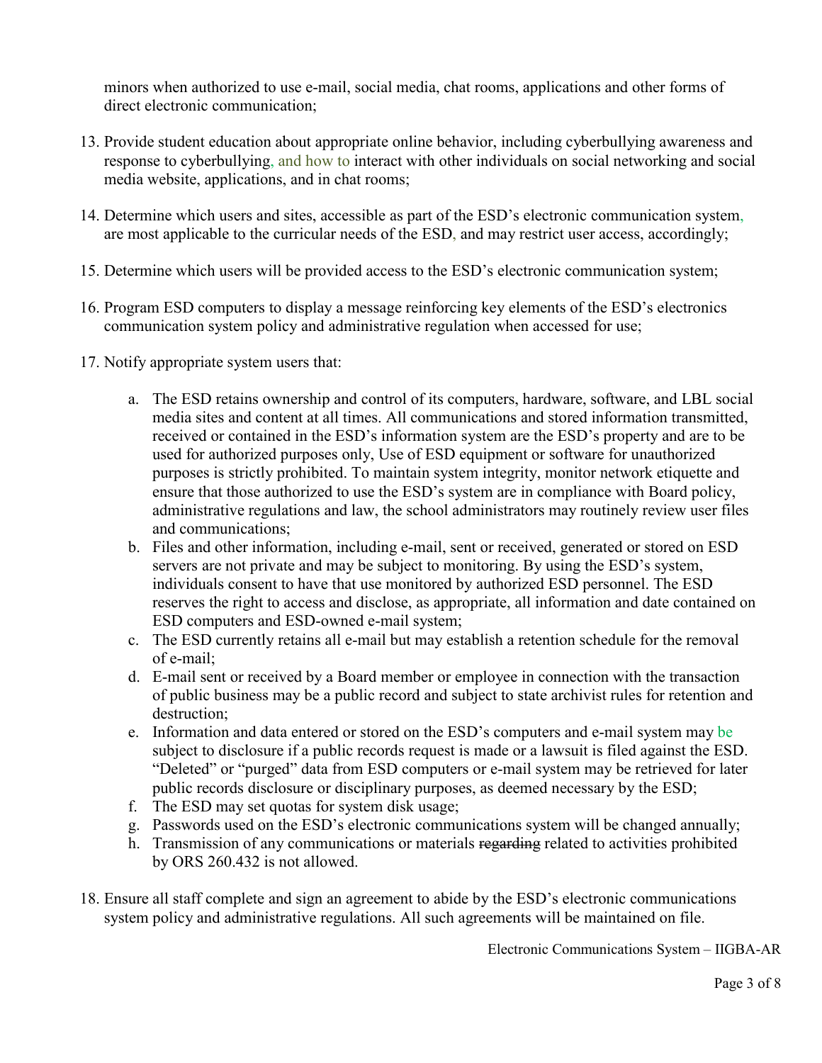minors when authorized to use e-mail, social media, chat rooms, applications and other forms of direct electronic communication;

13. Provide student education about appropriate online behavior, including cyberbullying awareness and response to cyberbullying, and how to interact with other individuals on social networking and social media website, applications, and in chat rooms;

14. Determine which users and sites, accessible as part of the ESD's electronic communication system, are most applicable to the curricular needs of the ESD, and may restrict user access, accordingly;

15. Determine which users will be provided access to the ESD's electronic communication system;

16. Program ESD computers to display a message reinforcing key elements of the ESD's electronics communication system policy and administrative regulation when accessed for use;

17. Notify appropriate system users that:

    a. The ESD retains ownership and control of its computers, hardware, software, and LBL social media sites and content at all times. All communications and stored information transmitted, received or contained in the ESD's information system are the ESD's property and are to be used for authorized purposes only, Use of ESD equipment or software for unauthorized purposes is strictly prohibited. To maintain system integrity, monitor network etiquette and ensure that those authorized to use the ESD's system are in compliance with Board policy, administrative regulations and law, the school administrators may routinely review user files and communications;
    b. Files and other information, including e-mail, sent or received, generated or stored on ESD servers are not private and may be subject to monitoring. By using the ESD's system, individuals consent to have that use monitored by authorized ESD personnel. The ESD reserves the right to access and disclose, as appropriate, all information and date contained on ESD computers and ESD-owned e-mail system;
    c. The ESD currently retains all e-mail but may establish a retention schedule for the removal of e-mail;
    d. E-mail sent or received by a Board member or employee in connection with the transaction of public business may be a public record and subject to state archivist rules for retention and destruction;
    e. Information and data entered or stored on the ESD's computers and e-mail system may be subject to disclosure if a public records request is made or a lawsuit is filed against the ESD. "Deleted" or "purged" data from ESD computers or e-mail system may be retrieved for later public records disclosure or disciplinary purposes, as deemed necessary by the ESD;
    f. The ESD may set quotas for system disk usage;
    g. Passwords used on the ESD's electronic communications system will be changed annually;
    h. Transmission of any communications or materials ~~regarding~~ related to activities prohibited by ORS 260.432 is not allowed.

18. Ensure all staff complete and sign an agreement to abide by the ESD's electronic communications system policy and administrative regulations. All such agreements will be maintained on file.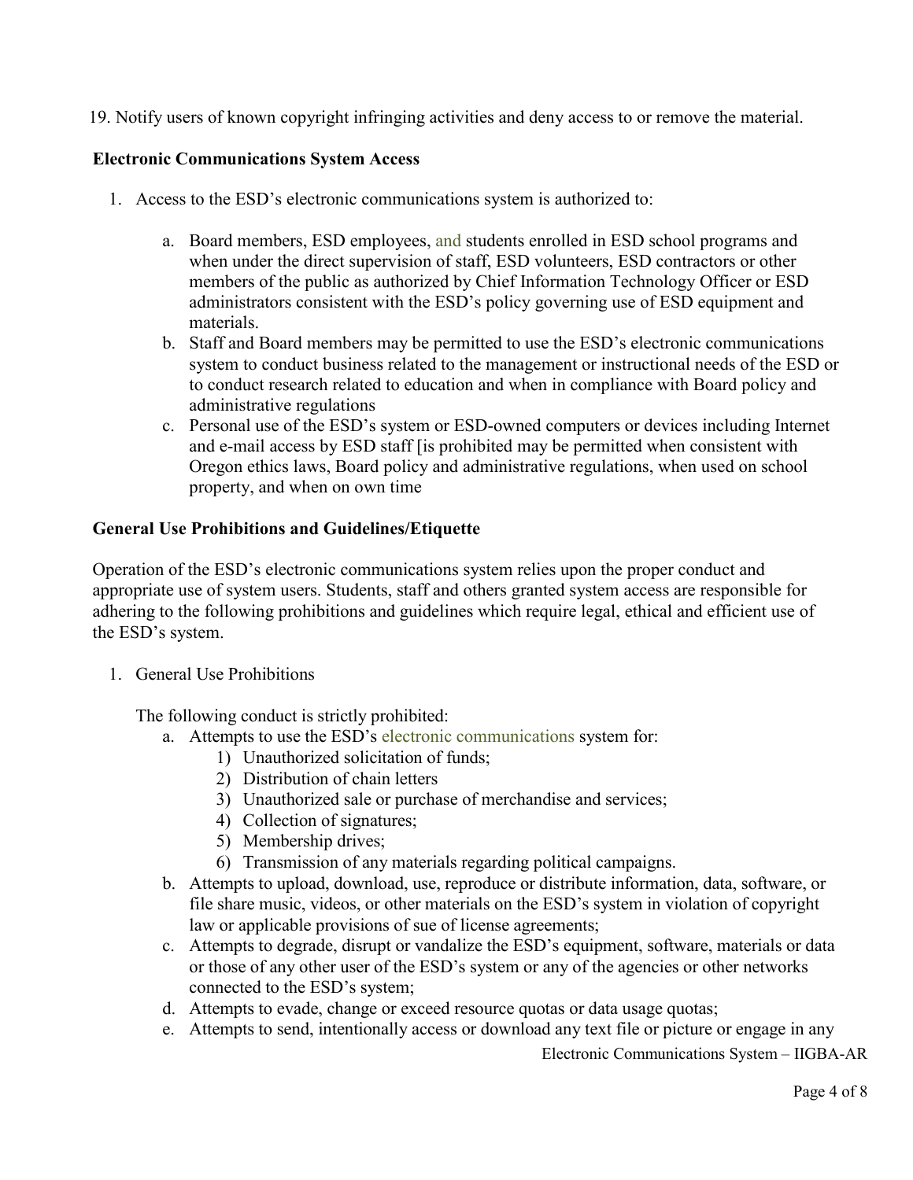19. Notify users of known copyright infringing activities and deny access to or remove the material.

**Electronic Communications System Access**

1. Access to the ESD's electronic communications system is authorized to:

   a. Board members, ESD employees, and students enrolled in ESD school programs and when under the direct supervision of staff, ESD volunteers, ESD contractors or other members of the public as authorized by Chief Information Technology Officer or ESD administrators consistent with the ESD's policy governing use of ESD equipment and materials.
   b. Staff and Board members may be permitted to use the ESD's electronic communications system to conduct business related to the management or instructional needs of the ESD or to conduct research related to education and when in compliance with Board policy and administrative regulations
   c. Personal use of the ESD's system or ESD-owned computers or devices including Internet and e-mail access by ESD staff [is prohibited may be permitted when consistent with Oregon ethics laws, Board policy and administrative regulations, when used on school property, and when on own time

**General Use Prohibitions and Guidelines/Etiquette**

Operation of the ESD's electronic communications system relies upon the proper conduct and appropriate use of system users. Students, staff and others granted system access are responsible for adhering to the following prohibitions and guidelines which require legal, ethical and efficient use of the ESD's system.

1. General Use Prohibitions

   The following conduct is strictly prohibited:

   a. Attempts to use the ESD's electronic communications system for:
      1) Unauthorized solicitation of funds;
      2) Distribution of chain letters
      3) Unauthorized sale or purchase of merchandise and services;
      4) Collection of signatures;
      5) Membership drives;
      6) Transmission of any materials regarding political campaigns.
   b. Attempts to upload, download, use, reproduce or distribute information, data, software, or file share music, videos, or other materials on the ESD's system in violation of copyright law or applicable provisions of sue of license agreements;
   c. Attempts to degrade, disrupt or vandalize the ESD's equipment, software, materials or data or those of any other user of the ESD's system or any of the agencies or other networks connected to the ESD's system;
   d. Attempts to evade, change or exceed resource quotas or data usage quotas;
   e. Attempts to send, intentionally access or download any text file or picture or engage in any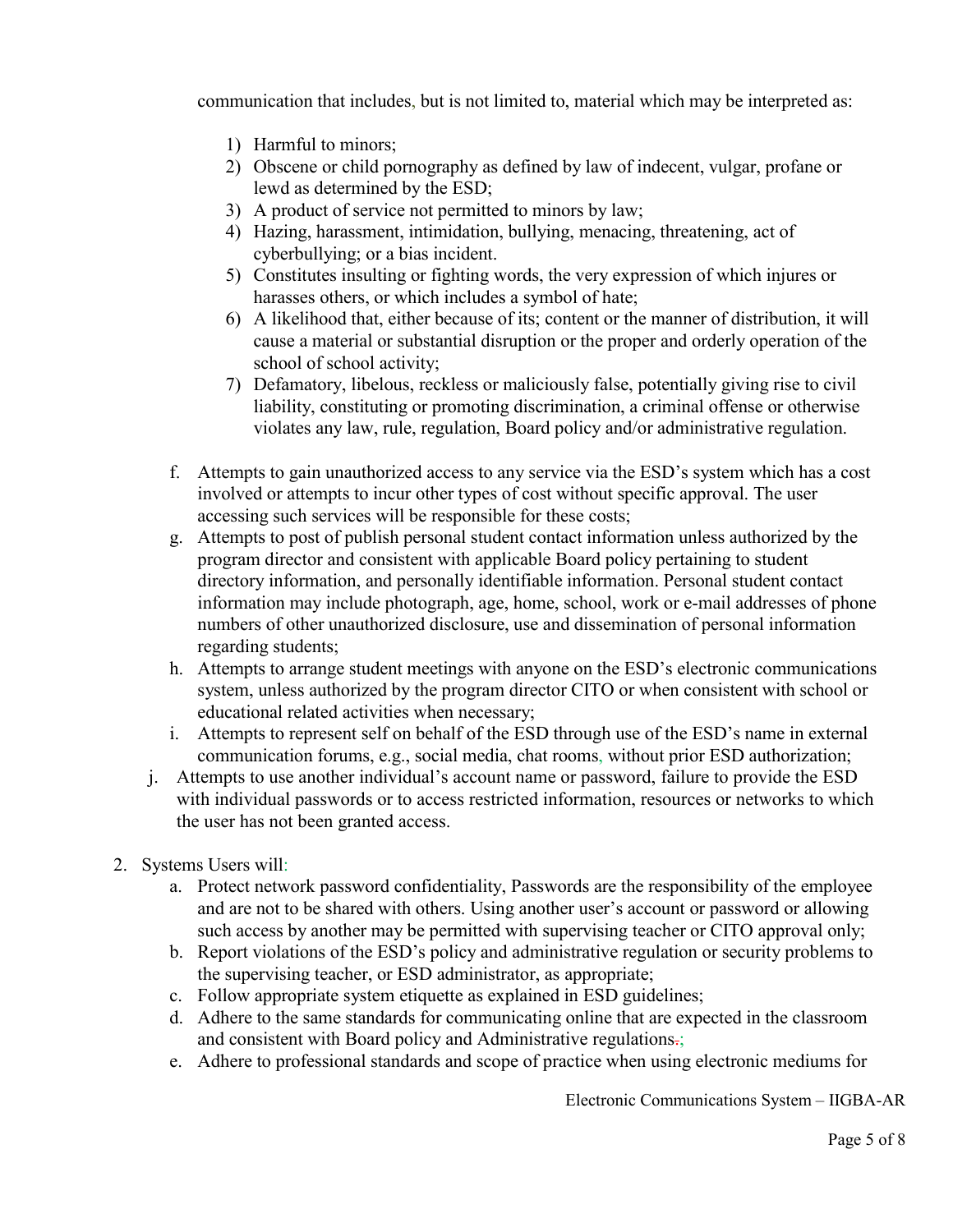communication that includes, but is not limited to, material which may be interpreted as:

1) Harmful to minors;
2) Obscene or child pornography as defined by law of indecent, vulgar, profane or lewd as determined by the ESD;
3) A product of service not permitted to minors by law;
4) Hazing, harassment, intimidation, bullying, menacing, threatening, act of cyberbullying; or a bias incident.
5) Constitutes insulting or fighting words, the very expression of which injures or harasses others, or which includes a symbol of hate;
6) A likelihood that, either because of its; content or the manner of distribution, it will cause a material or substantial disruption or the proper and orderly operation of the school of school activity;
7) Defamatory, libelous, reckless or maliciously false, potentially giving rise to civil liability, constituting or promoting discrimination, a criminal offense or otherwise violates any law, rule, regulation, Board policy and/or administrative regulation.

f. Attempts to gain unauthorized access to any service via the ESD's system which has a cost involved or attempts to incur other types of cost without specific approval. The user accessing such services will be responsible for these costs;

g. Attempts to post of publish personal student contact information unless authorized by the program director and consistent with applicable Board policy pertaining to student directory information, and personally identifiable information. Personal student contact information may include photograph, age, home, school, work or e-mail addresses of phone numbers of other unauthorized disclosure, use and dissemination of personal information regarding students;

h. Attempts to arrange student meetings with anyone on the ESD's electronic communications system, unless authorized by the program director CITO or when consistent with school or educational related activities when necessary;

i. Attempts to represent self on behalf of the ESD through use of the ESD's name in external communication forums, e.g., social media, chat rooms, without prior ESD authorization;

j. Attempts to use another individual's account name or password, failure to provide the ESD with individual passwords or to access restricted information, resources or networks to which the user has not been granted access.

2. Systems Users will:

   a. Protect network password confidentiality, Passwords are the responsibility of the employee and are not to be shared with others. Using another user's account or password or allowing such access by another may be permitted with supervising teacher or CITO approval only;

   b. Report violations of the ESD's policy and administrative regulation or security problems to the supervising teacher, or ESD administrator, as appropriate;

   c. Follow appropriate system etiquette as explained in ESD guidelines;

   d. Adhere to the same standards for communicating online that are expected in the classroom and consistent with Board policy and Administrative regulations.;

   e. Adhere to professional standards and scope of practice when using electronic mediums for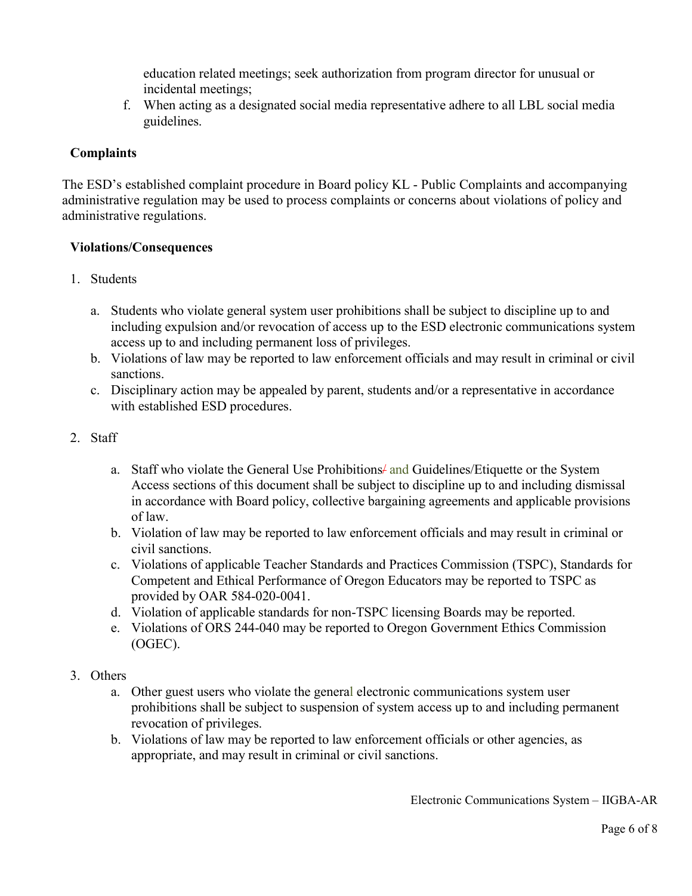education related meetings; seek authorization from program director for unusual or incidental meetings;

f. When acting as a designated social media representative adhere to all LBL social media guidelines.

**Complaints**

The ESD's established complaint procedure in Board policy KL - Public Complaints and accompanying administrative regulation may be used to process complaints or concerns about violations of policy and administrative regulations.

**Violations/Consequences**

1. Students

   a. Students who violate general system user prohibitions shall be subject to discipline up to and including expulsion and/or revocation of access up to the ESD electronic communications system access up to and including permanent loss of privileges.
   b. Violations of law may be reported to law enforcement officials and may result in criminal or civil sanctions.
   c. Disciplinary action may be appealed by parent, students and/or a representative in accordance with established ESD procedures.

2. Staff

   a. Staff who violate the General Use Prohibitions/ and Guidelines/Etiquette or the System Access sections of this document shall be subject to discipline up to and including dismissal in accordance with Board policy, collective bargaining agreements and applicable provisions of law.
   b. Violation of law may be reported to law enforcement officials and may result in criminal or civil sanctions.
   c. Violations of applicable Teacher Standards and Practices Commission (TSPC), Standards for Competent and Ethical Performance of Oregon Educators may be reported to TSPC as provided by OAR 584-020-0041.
   d. Violation of applicable standards for non-TSPC licensing Boards may be reported.
   e. Violations of ORS 244-040 may be reported to Oregon Government Ethics Commission (OGEC).

3. Others

   a. Other guest users who violate the general electronic communications system user prohibitions shall be subject to suspension of system access up to and including permanent revocation of privileges.
   b. Violations of law may be reported to law enforcement officials or other agencies, as appropriate, and may result in criminal or civil sanctions.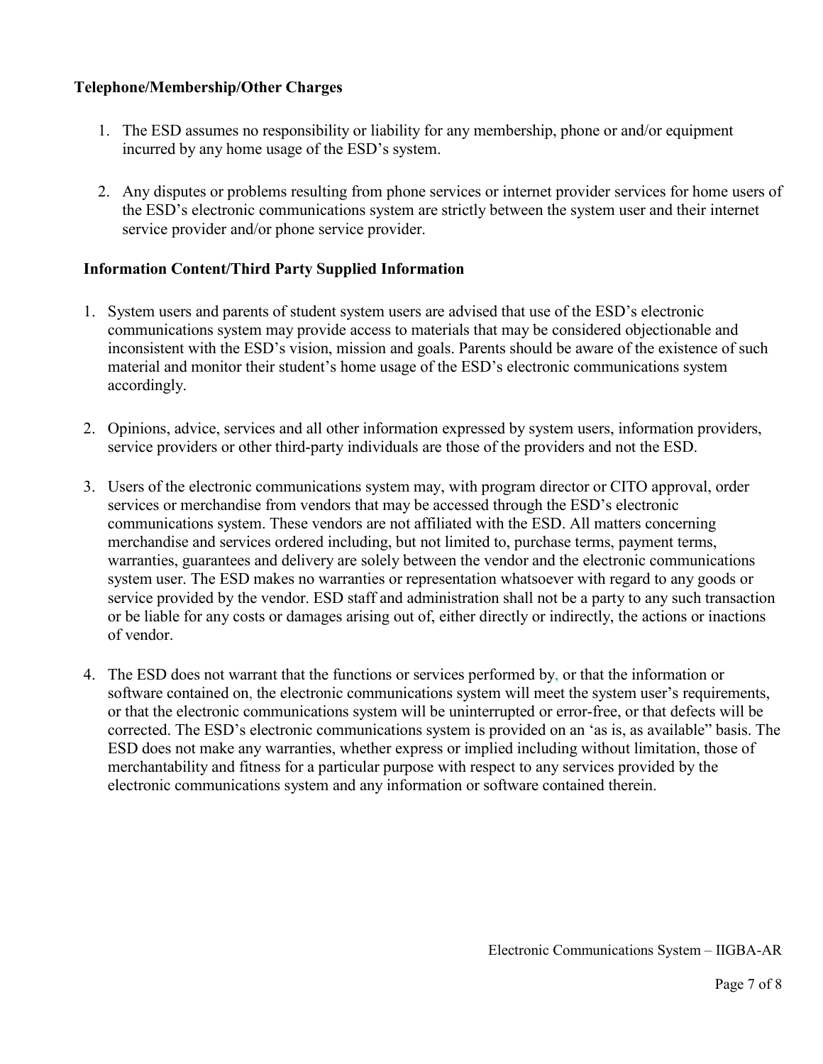**Telephone/Membership/Other Charges**

1. The ESD assumes no responsibility or liability for any membership, phone or and/or equipment incurred by any home usage of the ESD's system.

2. Any disputes or problems resulting from phone services or internet provider services for home users of the ESD's electronic communications system are strictly between the system user and their internet service provider and/or phone service provider.

**Information Content/Third Party Supplied Information**

1. System users and parents of student system users are advised that use of the ESD's electronic communications system may provide access to materials that may be considered objectionable and inconsistent with the ESD's vision, mission and goals. Parents should be aware of the existence of such material and monitor their student's home usage of the ESD's electronic communications system accordingly.

2. Opinions, advice, services and all other information expressed by system users, information providers, service providers or other third-party individuals are those of the providers and not the ESD.

3. Users of the electronic communications system may, with program director or CITO approval, order services or merchandise from vendors that may be accessed through the ESD's electronic communications system. These vendors are not affiliated with the ESD. All matters concerning merchandise and services ordered including, but not limited to, purchase terms, payment terms, warranties, guarantees and delivery are solely between the vendor and the electronic communications system user. The ESD makes no warranties or representation whatsoever with regard to any goods or service provided by the vendor. ESD staff and administration shall not be a party to any such transaction or be liable for any costs or damages arising out of, either directly or indirectly, the actions or inactions of vendor.

4. The ESD does not warrant that the functions or services performed by, or that the information or software contained on, the electronic communications system will meet the system user's requirements, or that the electronic communications system will be uninterrupted or error-free, or that defects will be corrected. The ESD's electronic communications system is provided on an 'as is, as available" basis. The ESD does not make any warranties, whether express or implied including without limitation, those of merchantability and fitness for a particular purpose with respect to any services provided by the electronic communications system and any information or software contained therein.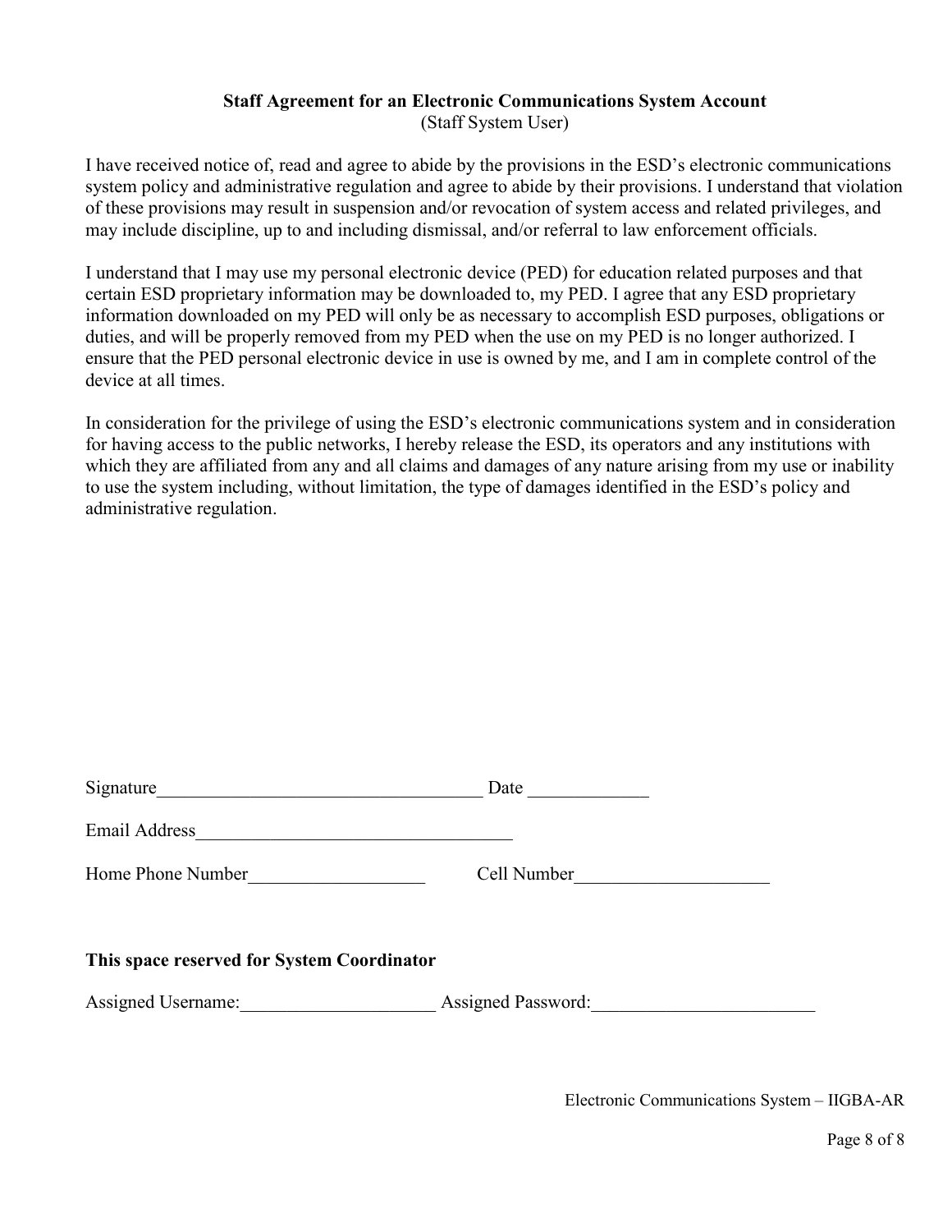**Staff Agreement for an Electronic Communications System Account**
(Staff System User)

I have received notice of, read and agree to abide by the provisions in the ESD's electronic communications system policy and administrative regulation and agree to abide by their provisions. I understand that violation of these provisions may result in suspension and/or revocation of system access and related privileges, and may include discipline, up to and including dismissal, and/or referral to law enforcement officials.

I understand that I may use my personal electronic device (PED) for education related purposes and that certain ESD proprietary information may be downloaded to, my PED. I agree that any ESD proprietary information downloaded on my PED will only be as necessary to accomplish ESD purposes, obligations or duties, and will be properly removed from my PED when the use on my PED is no longer authorized. I ensure that the PED personal electronic device in use is owned by me, and I am in complete control of the device at all times.

In consideration for the privilege of using the ESD's electronic communications system and in consideration for having access to the public networks, I hereby release the ESD, its operators and any institutions with which they are affiliated from any and all claims and damages of any nature arising from my use or inability to use the system including, without limitation, the type of damages identified in the ESD's policy and administrative regulation.

Signature___________________________________ Date _____________

Email Address_________________________________

Home Phone Number___________________ Cell Number_____________________

**This space reserved for System Coordinator**

Assigned Username:_____________________ Assigned Password:________________________

Electronic Communications System – IIGBA-AR